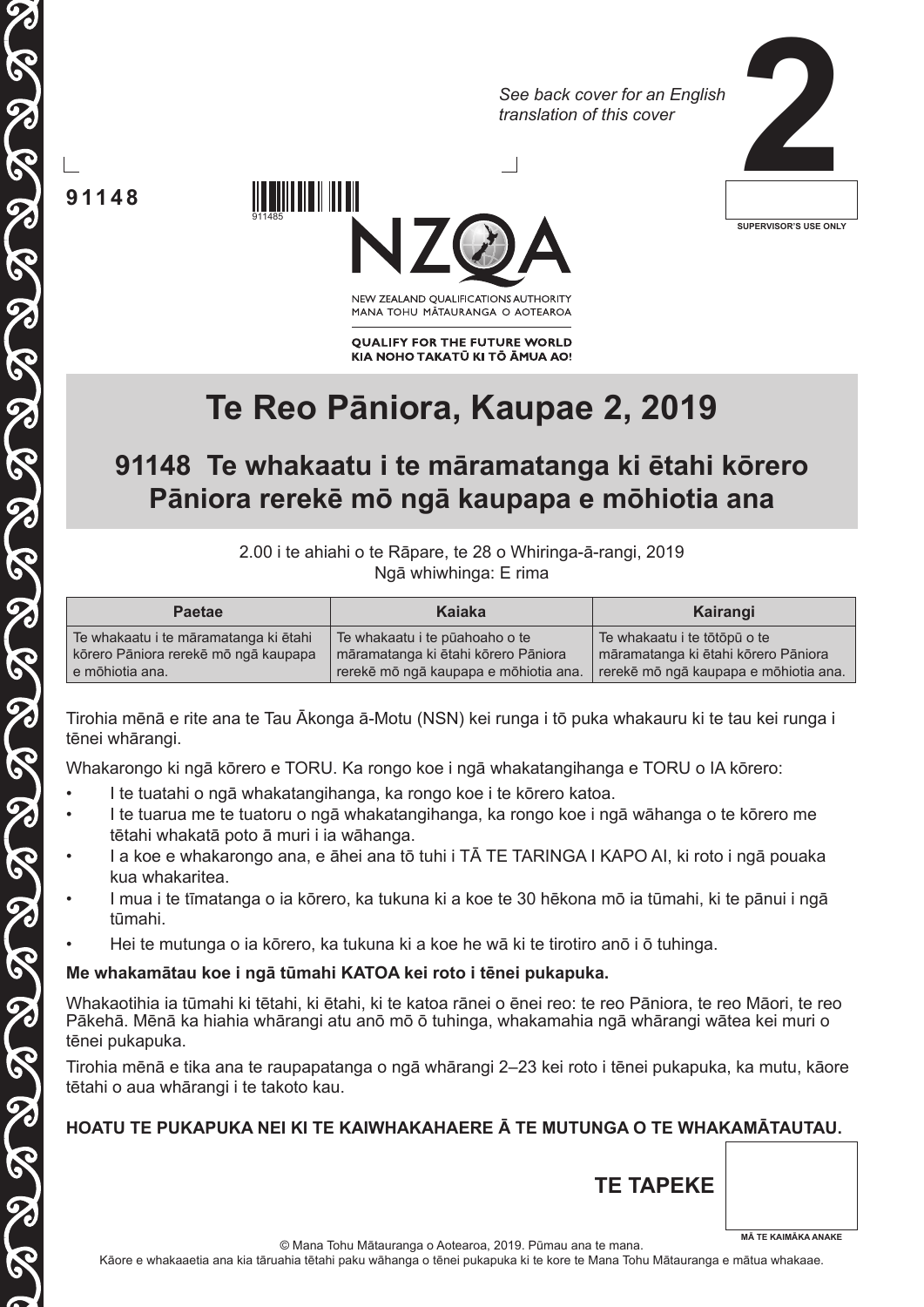*See back cover for an English translation of this cover*

**2**

SUPERVISOR'S USE ONLY

**91148**

911485

NEW ZEALAND QUALIFICATIONS AUTHORITY
MANA TOHU MĀTAURANGA O AOTEAROA

**QUALIFY FOR THE FUTURE WORLD**
**KIA NOHO TAKATŪ KI TŌ ĀMUA AO!**

# Te Reo Pāniora, Kaupae 2, 2019

## 91148 Te whakaatu i te māramatanga ki ētahi kōrero Pāniora rerekē mō ngā kaupapa e mōhiotia ana

2.00 i te ahiahi o te Rāpare, te 28 o Whiringa-ā-rangi, 2019
Ngā whiwhinga: E rima

| Paetae | Kaiaka | Kairangi |
|---|---|---|
| Te whakaatu i te māramatanga ki ētahi kōrero Pāniora rerekē mō ngā kaupapa e mōhiotia ana. | Te whakaatu i te pūahoaho o te māramatanga ki ētahi kōrero Pāniora rerekē mō ngā kaupapa e mōhiotia ana. | Te whakaatu i te tōtōpū o te māramatanga ki ētahi kōrero Pāniora rerekē mō ngā kaupapa e mōhiotia ana. |

Tirohia mēnā e rite ana te Tau Ākonga ā-Motu (NSN) kei runga i tō puka whakauru ki te tau kei runga i tēnei whārangi.

Whakarongo ki ngā kōrero e TORU. Ka rongo koe i ngā whakatangihanga e TORU o IA kōrero:

- I te tuatahi o ngā whakatangihanga, ka rongo koe i te kōrero katoa.
- I te tuarua me te tuatoru o ngā whakatangihanga, ka rongo koe i ngā wāhanga o te kōrero me tētahi whakatā poto ā muri i ia wāhanga.
- I a koe e whakarongo ana, e āhei ana tō tuhi i TĀ TE TARINGA I KAPO AI, ki roto i ngā pouaka kua whakaritea.
- I mua i te tīmatanga o ia kōrero, ka tukuna ki a koe te 30 hēkona mō ia tūmahi, ki te pānui i ngā tūmahi.
- Hei te mutunga o ia kōrero, ka tukuna ki a koe he wā ki te tirotiro anō i ō tuhinga.

**Me whakamātau koe i ngā tūmahi KATOA kei roto i tēnei pukapuka.**

Whakaotihia ia tūmahi ki tētahi, ki ētahi, ki te katoa rānei o ēnei reo: te reo Pāniora, te reo Māori, te reo Pākehā. Mēnā ka hiahia whārangi atu anō mō ō tuhinga, whakamahia ngā whārangi wātea kei muri o tēnei pukapuka.

Tirohia mēnā e tika ana te raupapatanga o ngā whārangi 2–23 kei roto i tēnei pukapuka, ka mutu, kāore tētahi o aua whārangi i te takoto kau.

**HOATU TE PUKAPUKA NEI KI TE KAIWHAKAHAERE Ā TE MUTUNGA O TE WHAKAMĀTAUTAU.**

**TE TAPEKE**

MĀ TE KAIMĀKA ANAKE

© Mana Tohu Mātauranga o Aotearoa, 2019. Pūmau ana te mana.
Kāore e whakaaetia ana kia tāruahia tētahi paku wāhanga o tēnei pukapuka ki te kore te Mana Tohu Mātauranga e mātua whakaae.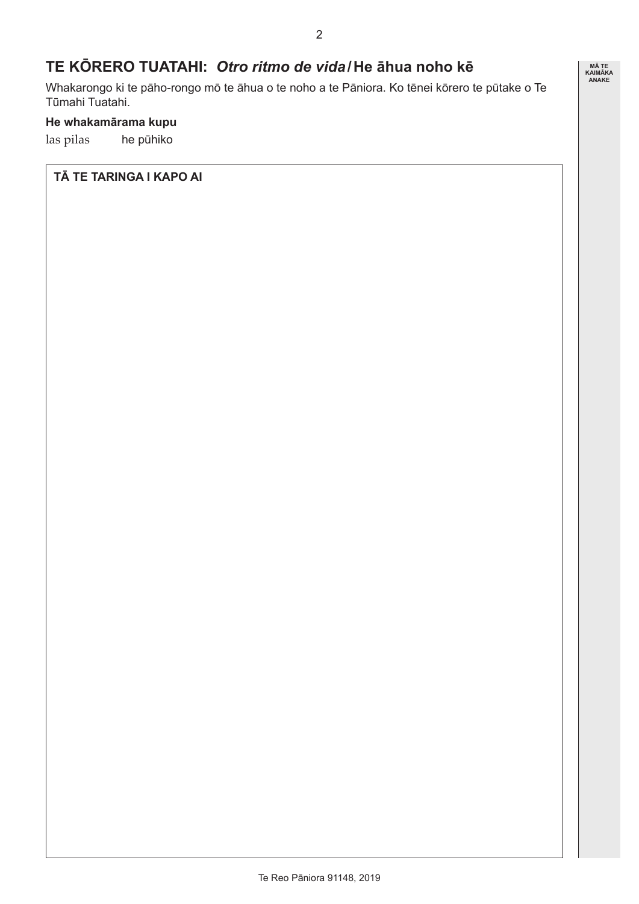## TE KŌRERO TUATAHI: *Otro ritmo de vida* / He āhua noho kē

Whakarongo ki te pāho-rongo mō te āhua o te noho a te Pāniora. Ko tēnei kōrero te pūtake o Te Tūmahi Tuatahi.

**He whakamārama kupu**

las pilas he pūhiko

**TĀ TE TARINGA I KAPO AI**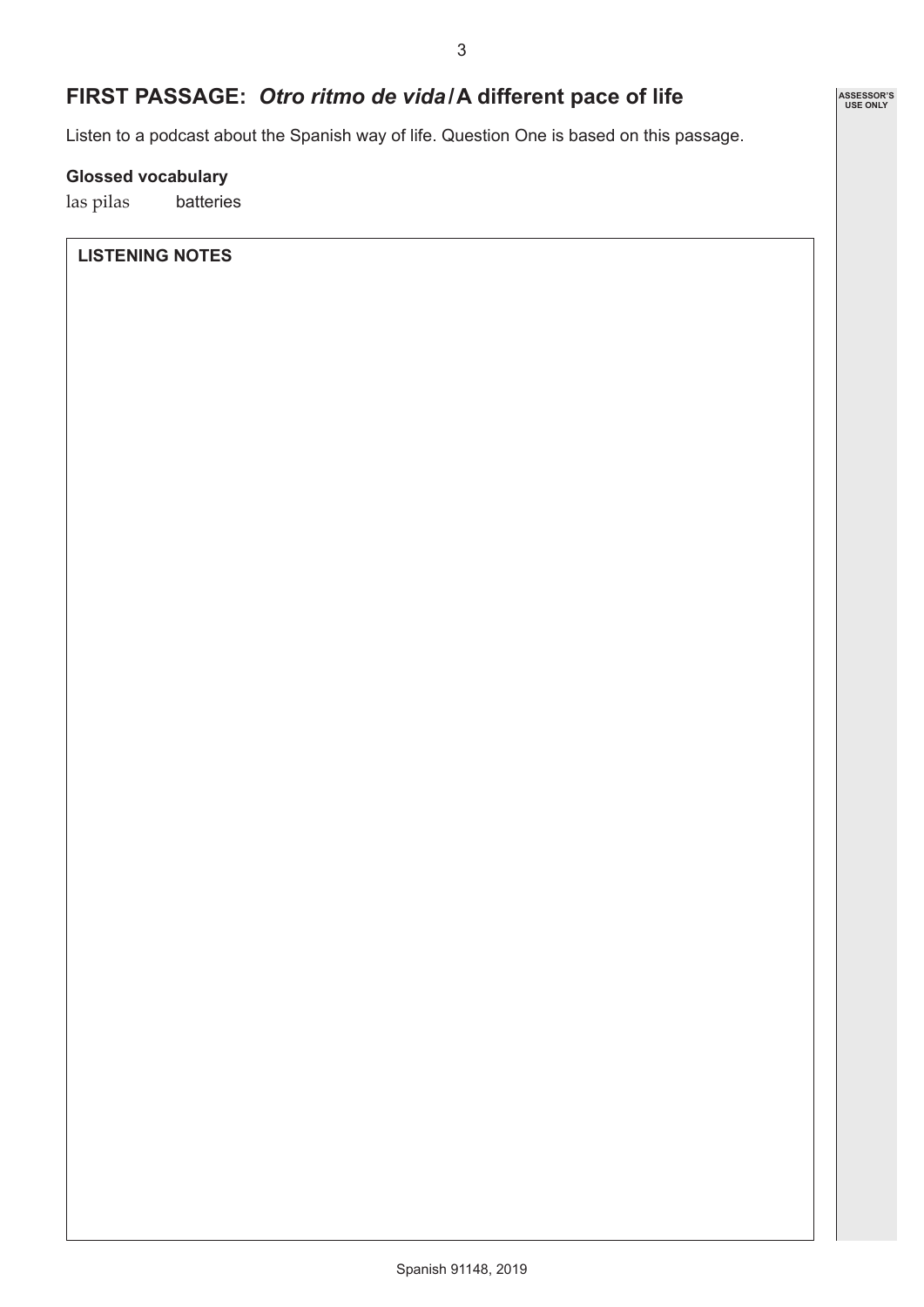## FIRST PASSAGE: *Otro ritmo de vida* / A different pace of life

Listen to a podcast about the Spanish way of life. Question One is based on this passage.

**Glossed vocabulary**

las pilas batteries

**LISTENING NOTES**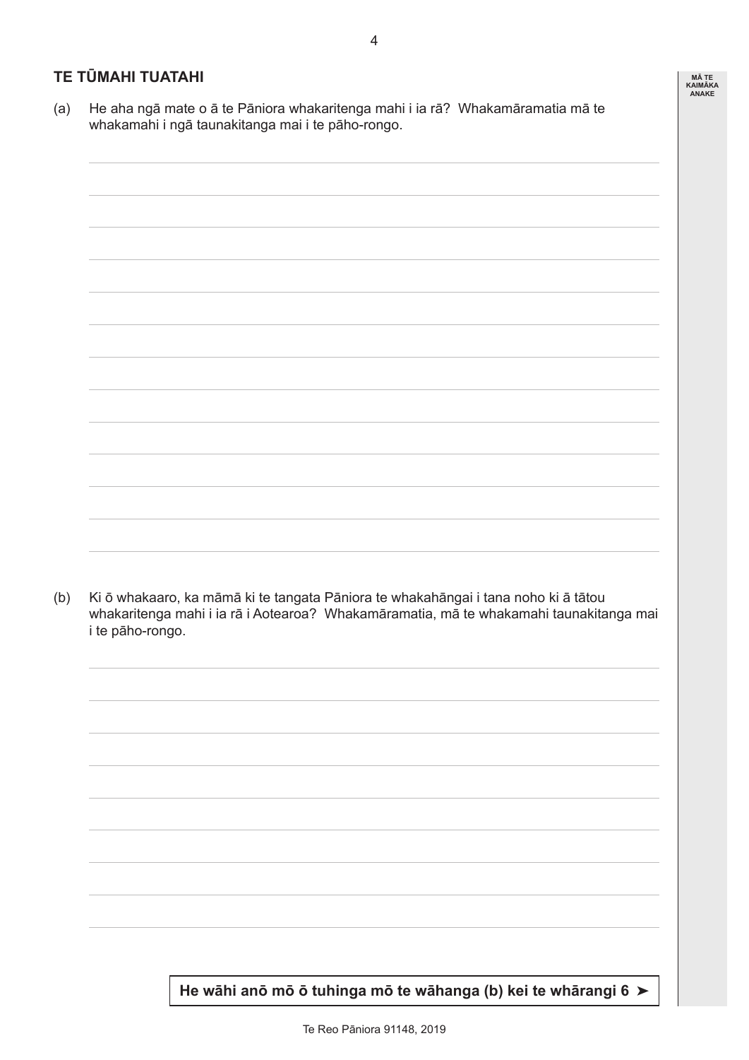## TE TŪMAHI TUATAHI

(a) He aha ngā mate o ā te Pāniora whakaritenga mahi i ia rā? Whakamāramatia mā te whakamahi i ngā taunakitanga mai i te pāho-rongo.

(b) Ki ō whakaaro, ka māmā ki te tangata Pāniora te whakahāngai i tana noho ki ā tātou whakaritenga mahi i ia rā i Aotearoa? Whakamāramatia, mā te whakamahi taunakitanga mai i te pāho-rongo.

**He wāhi anō mō ō tuhinga mō te wāhanga (b) kei te whārangi 6 ➤**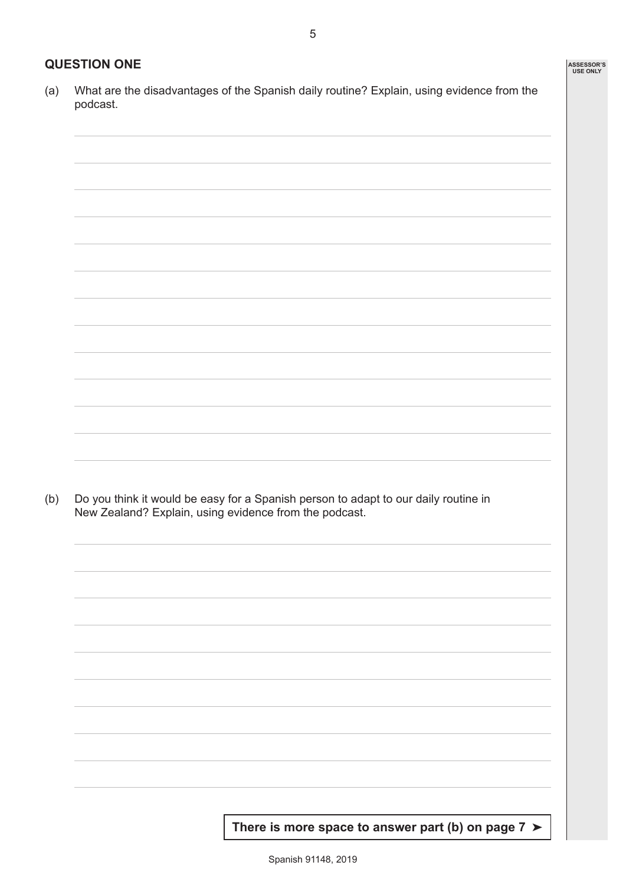## QUESTION ONE

(a) What are the disadvantages of the Spanish daily routine? Explain, using evidence from the podcast.

(b) Do you think it would be easy for a Spanish person to adapt to our daily routine in New Zealand? Explain, using evidence from the podcast.

**There is more space to answer part (b) on page 7 ➤**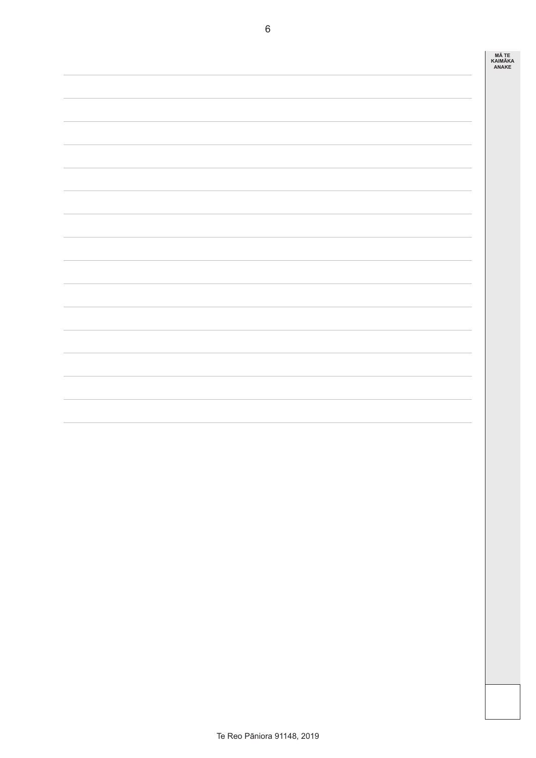MĀ TE KAIMĀKA ANAKE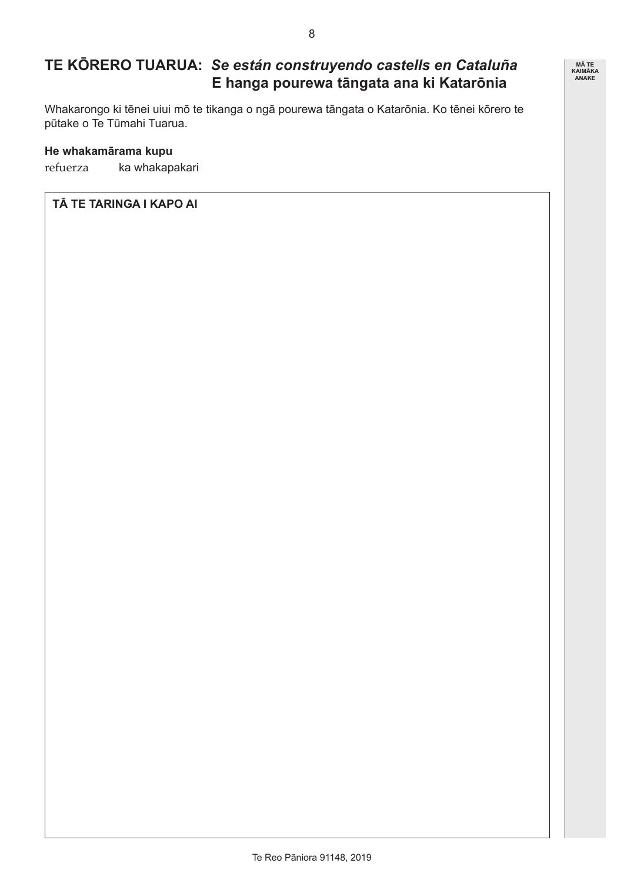## TE KŌRERO TUARUA: *Se están construyendo castells en Cataluña* E hanga pourewa tāngata ana ki Katarōnia

Whakarongo ki tēnei uiui mō te tikanga o ngā pourewa tāngata o Katarōnia. Ko tēnei kōrero te pūtake o Te Tūmahi Tuarua.

**He whakamārama kupu**

refuerza ka whakapakari

**TĀ TE TARINGA I KAPO AI**

MĀ TE KAIMĀKA ANAKE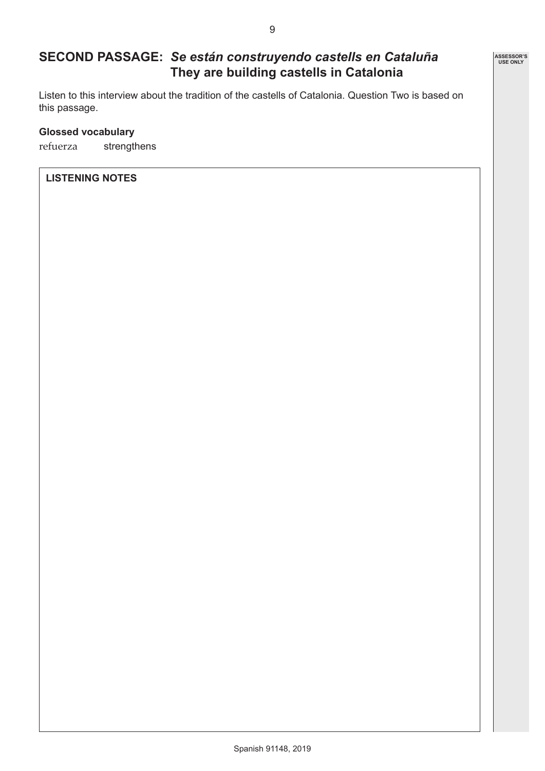## SECOND PASSAGE: *Se están construyendo castells en Cataluña* They are building castells in Catalonia

Listen to this interview about the tradition of the castells of Catalonia. Question Two is based on this passage.

**Glossed vocabulary**

refuerza strengthens

**LISTENING NOTES**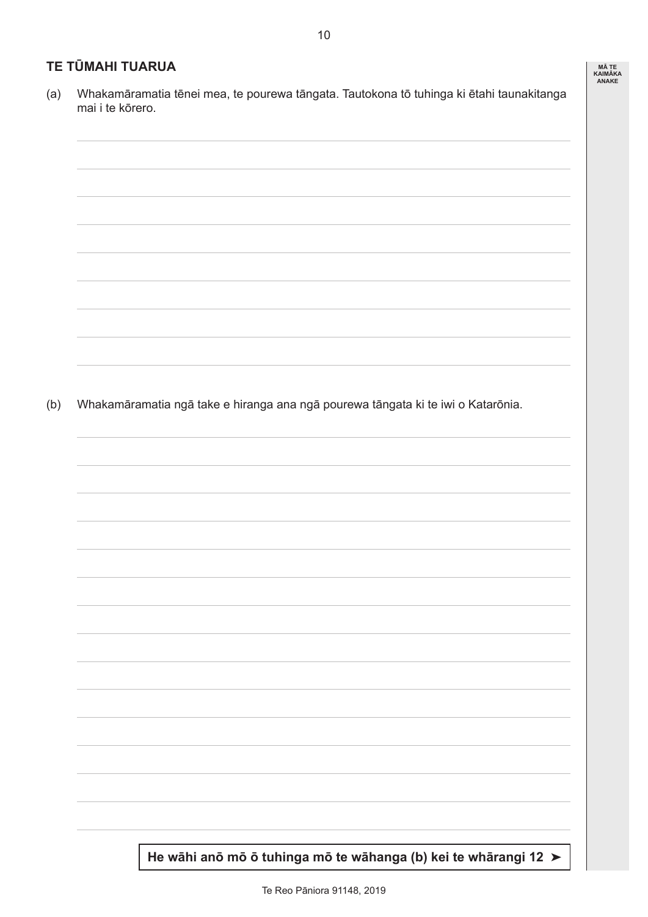## TE TŪMAHI TUARUA

(a) Whakamāramatia tēnei mea, te pourewa tāngata. Tautokona tō tuhinga ki ētahi taunakitanga mai i te kōrero.

(b) Whakamāramatia ngā take e hiranga ana ngā pourewa tāngata ki te iwi o Katarōnia.

**He wāhi anō mō ō tuhinga mō te wāhanga (b) kei te whārangi 12 ➤**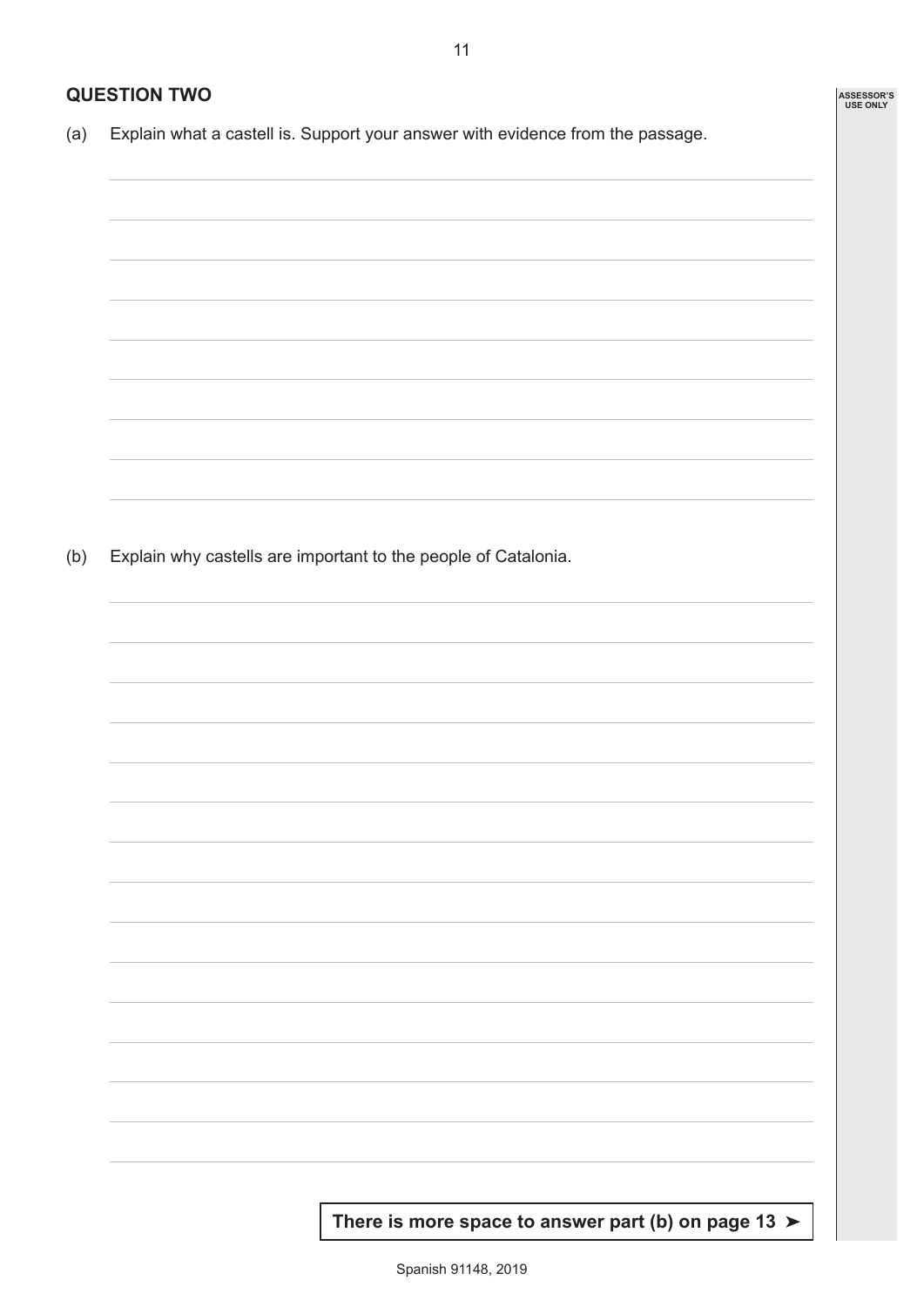## QUESTION TWO

(a) Explain what a castell is. Support your answer with evidence from the passage.

(b) Explain why castells are important to the people of Catalonia.

**There is more space to answer part (b) on page 13 ➤**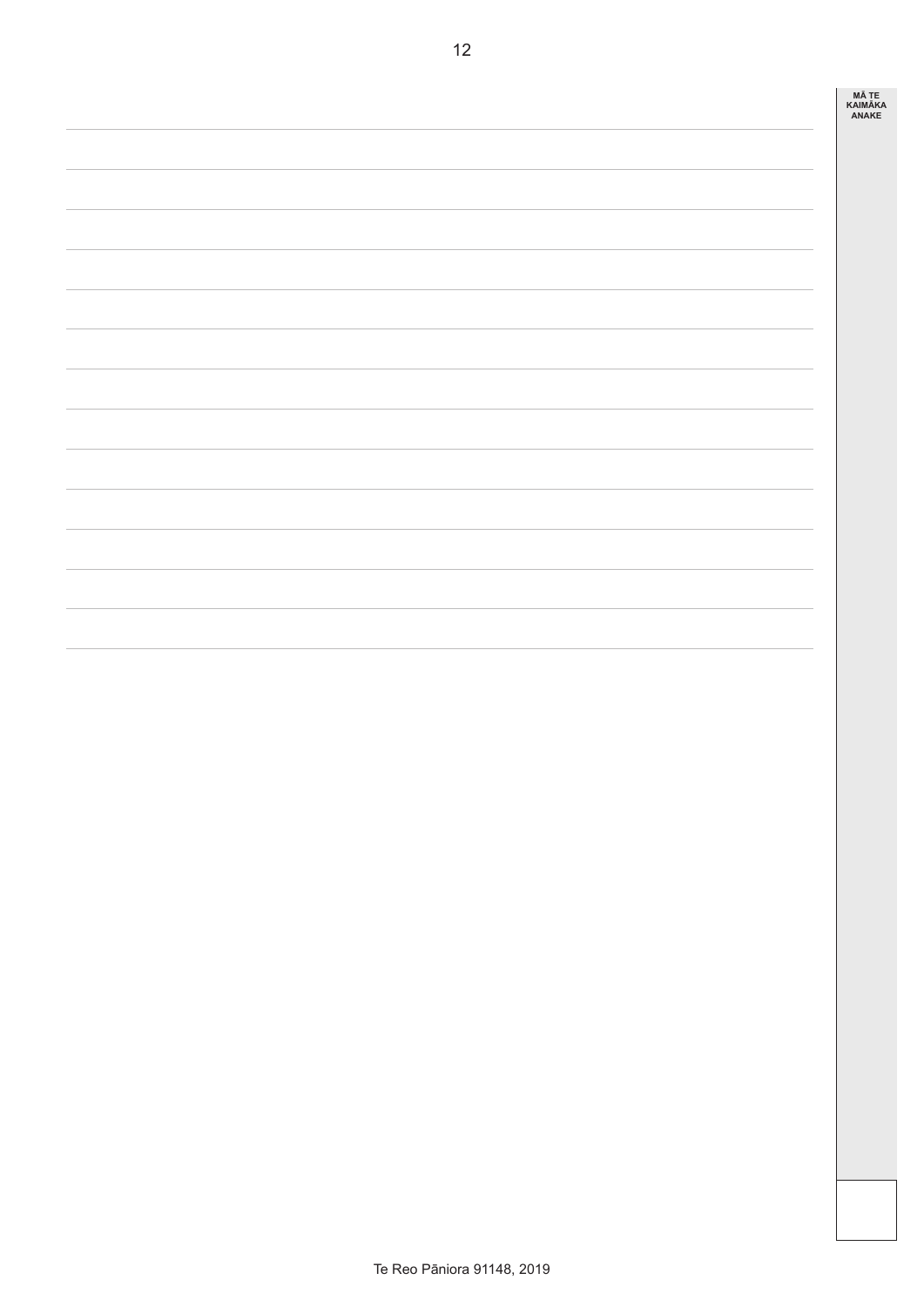MĀ TE KAIMĀKA ANAKE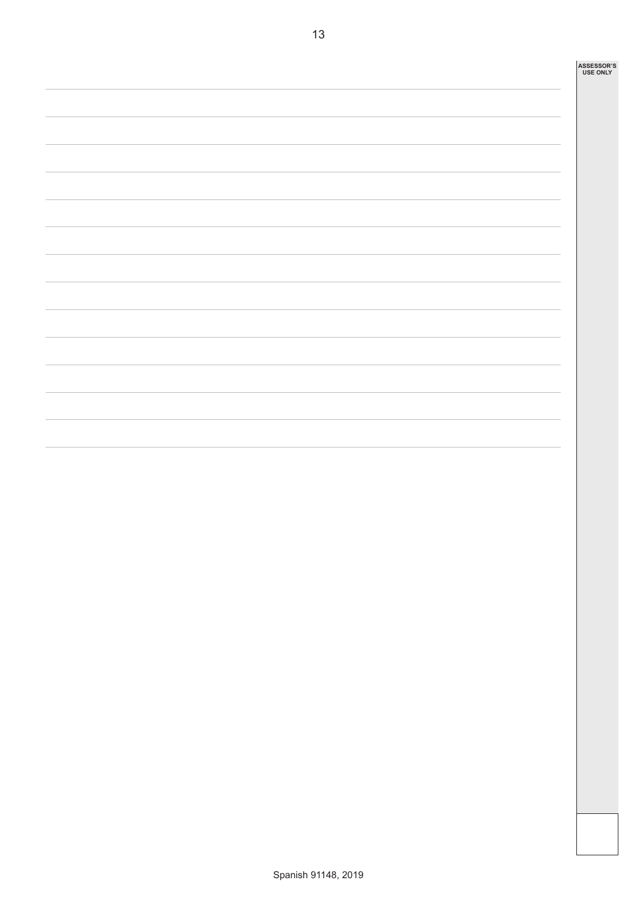ASSESSOR'S USE ONLY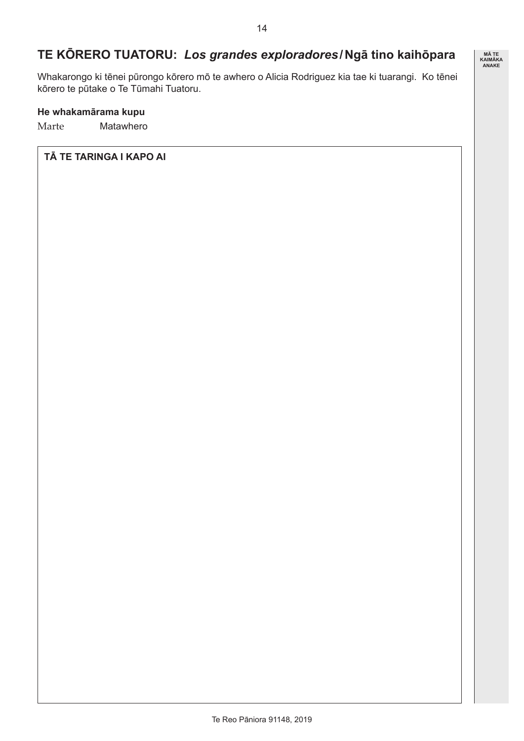## TE KŌRERO TUATORU: *Los grandes exploradores* / Ngā tino kaihōpara

Whakarongo ki tēnei pūrongo kōrero mō te awhero o Alicia Rodriguez kia tae ki tuarangi. Ko tēnei kōrero te pūtake o Te Tūmahi Tuatoru.

**He whakamārama kupu**

| | |
|---|---|
| Marte | Matawhero |

**TĀ TE TARINGA I KAPO AI**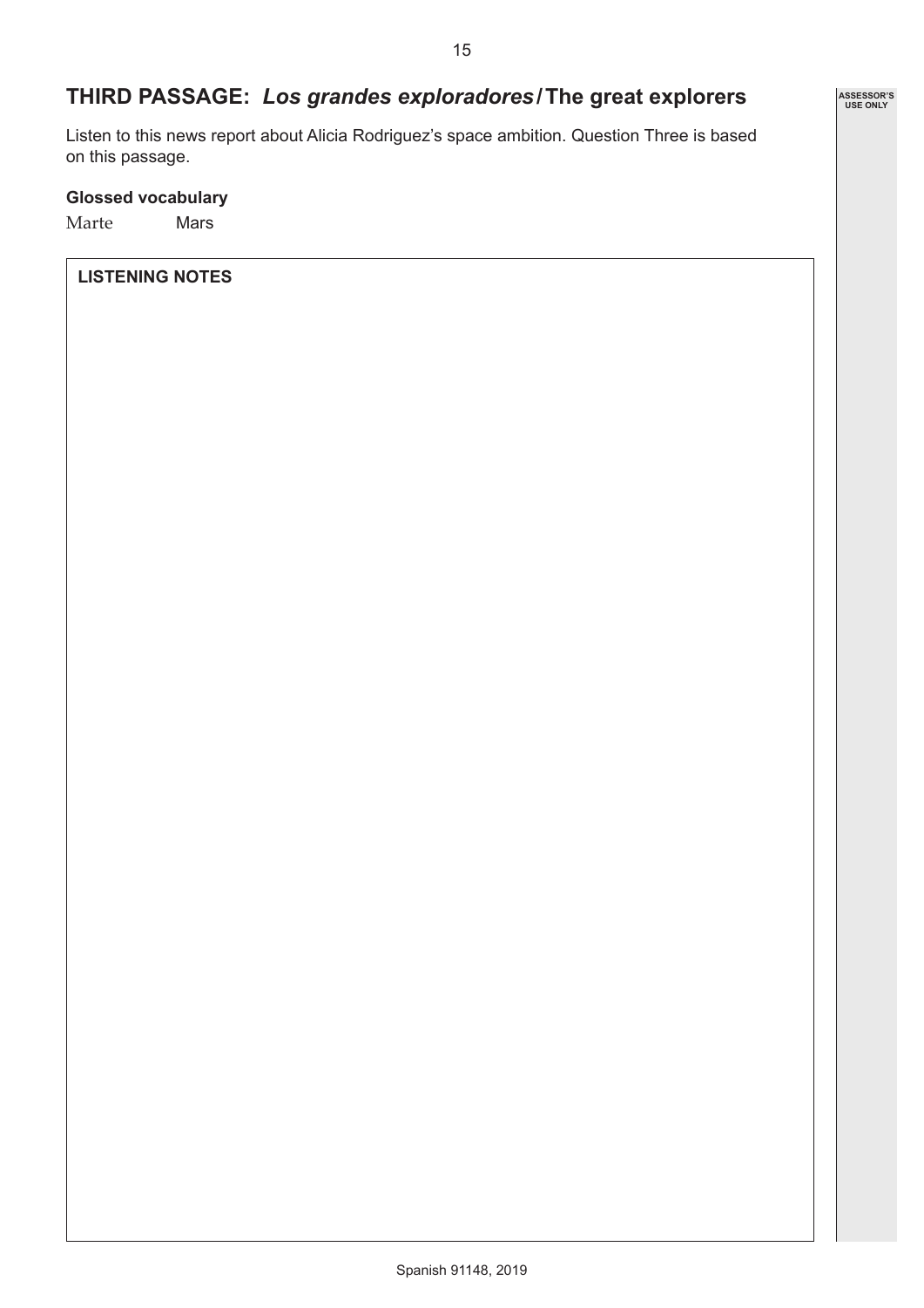## THIRD PASSAGE: *Los grandes exploradores* / The great explorers

Listen to this news report about Alicia Rodriguez's space ambition. Question Three is based on this passage.

**Glossed vocabulary**

Marte    Mars

**LISTENING NOTES**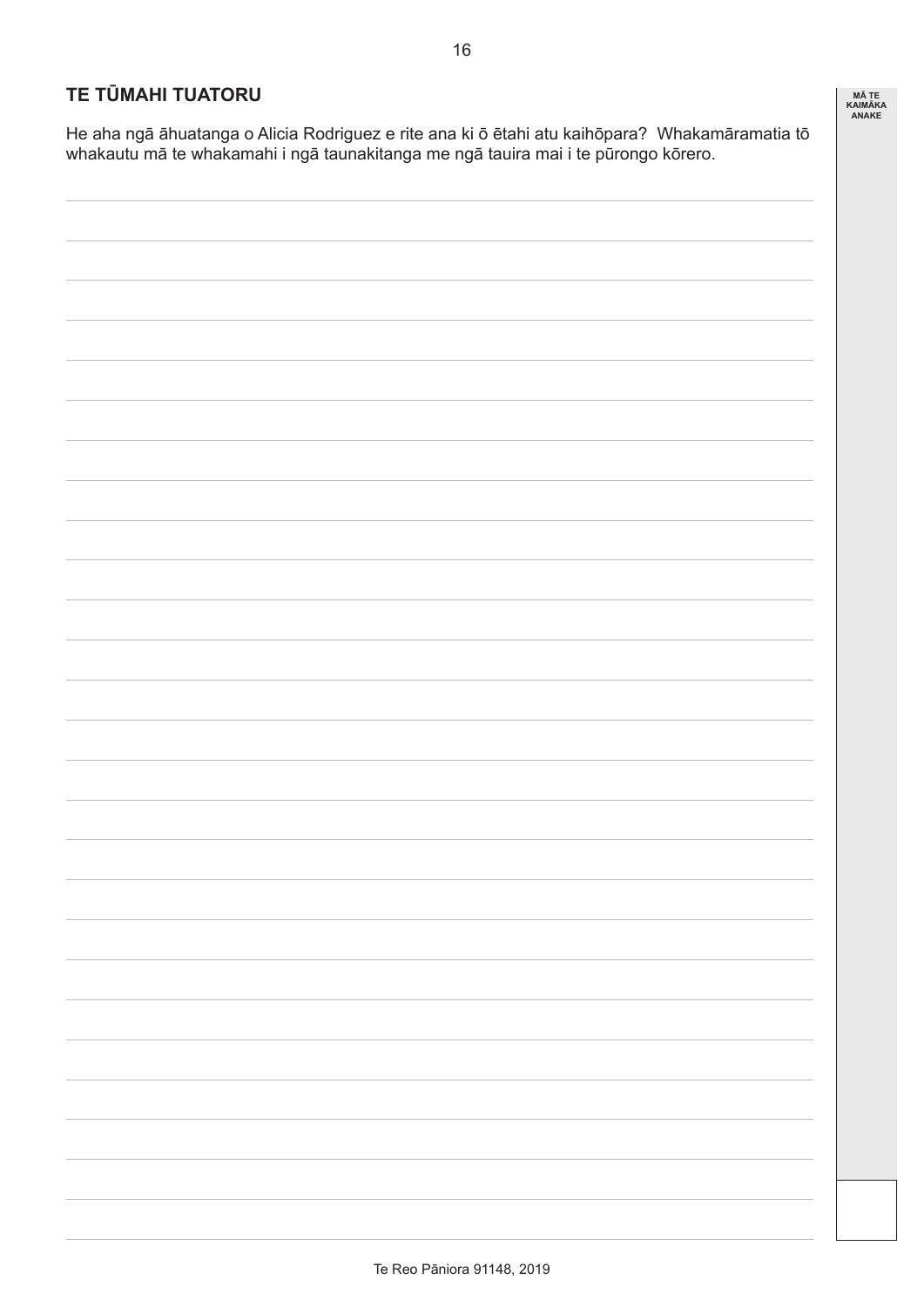## TE TŪMAHI TUATORU

He aha ngā āhuatanga o Alicia Rodriguez e rite ana ki ō ētahi atu kaihōpara? Whakamāramatia tō whakautu mā te whakamahi i ngā taunakitanga me ngā tauira mai i te pūrongo kōrero.

MĀ TE KAIMĀKA ANAKE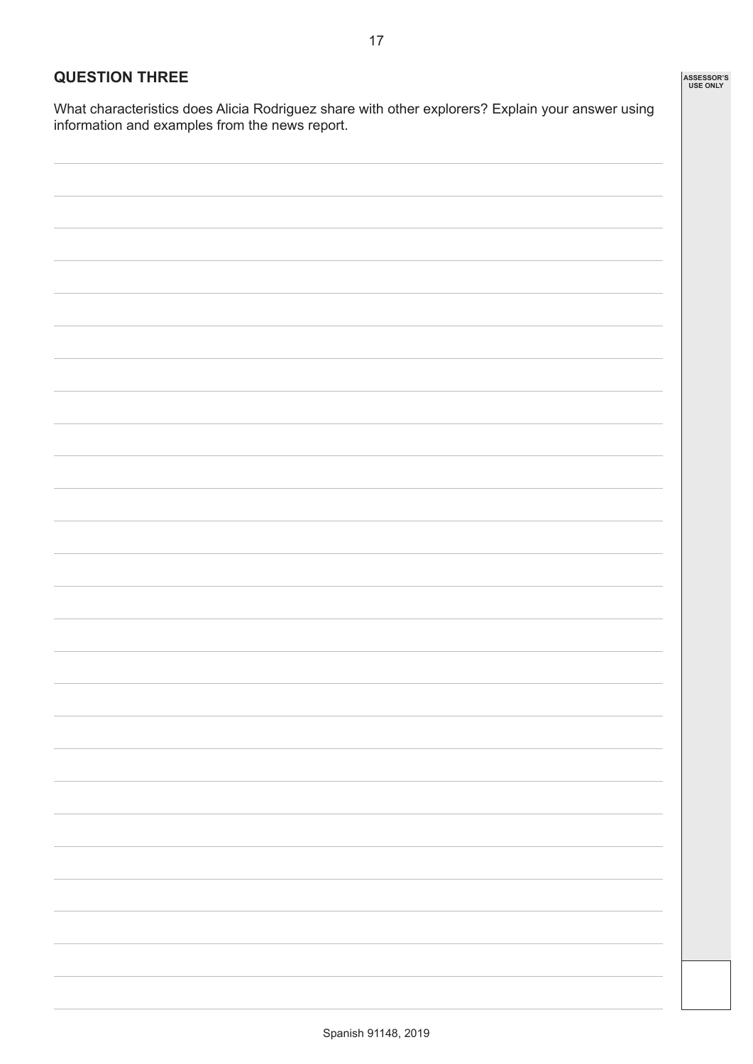## QUESTION THREE

What characteristics does Alicia Rodriguez share with other explorers? Explain your answer using information and examples from the news report.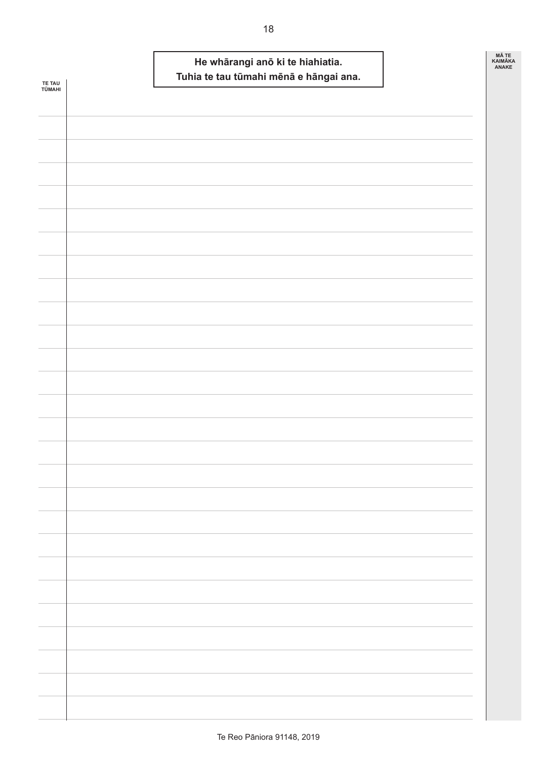**He whārangi anō ki te hiahiatia.**
**Tuhia te tau tūmahi mēnā e hāngai ana.**

TE TAU TŪMAHI

MĀ TE KAIMĀKA ANAKE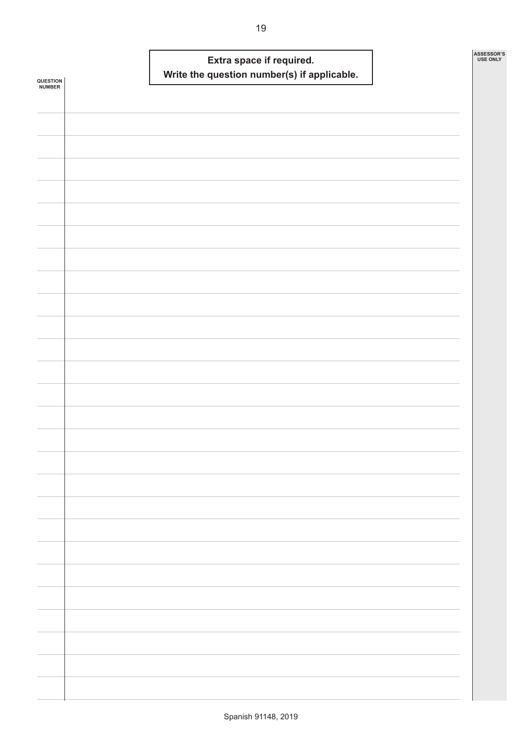**Extra space if required.**
**Write the question number(s) if applicable.**

QUESTION NUMBER

ASSESSOR'S USE ONLY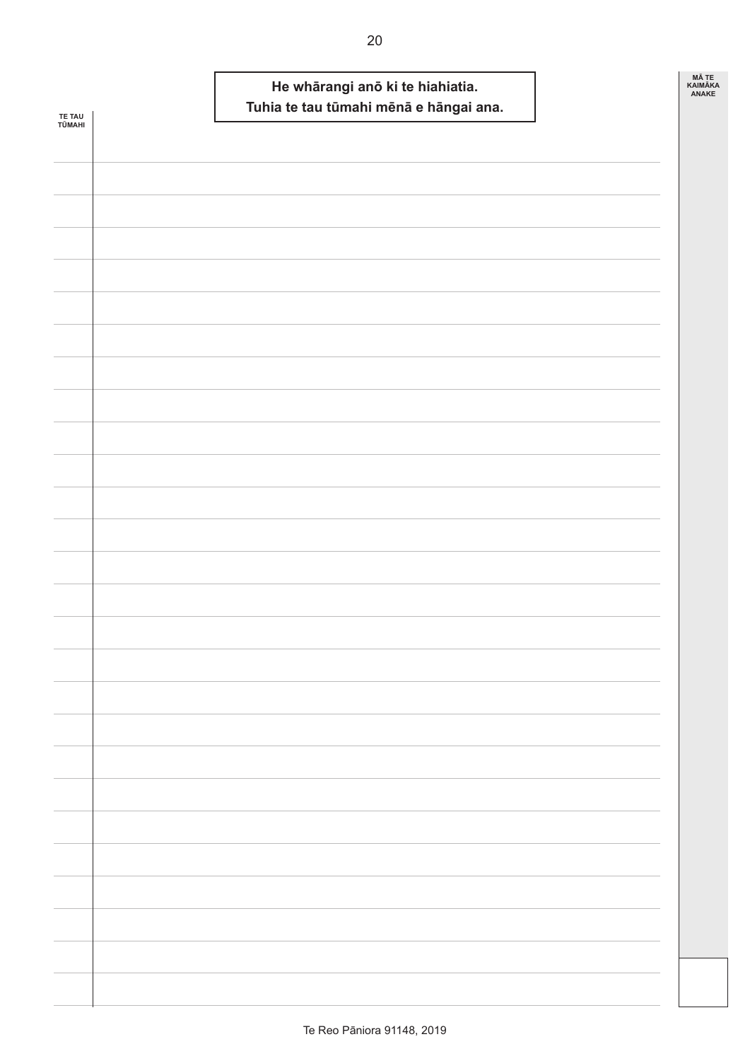**He whārangi anō ki te hiahiatia.**
**Tuhia te tau tūmahi mēnā e hāngai ana.**

TE TAU TŪMAHI

MĀ TE KAIMĀKA ANAKE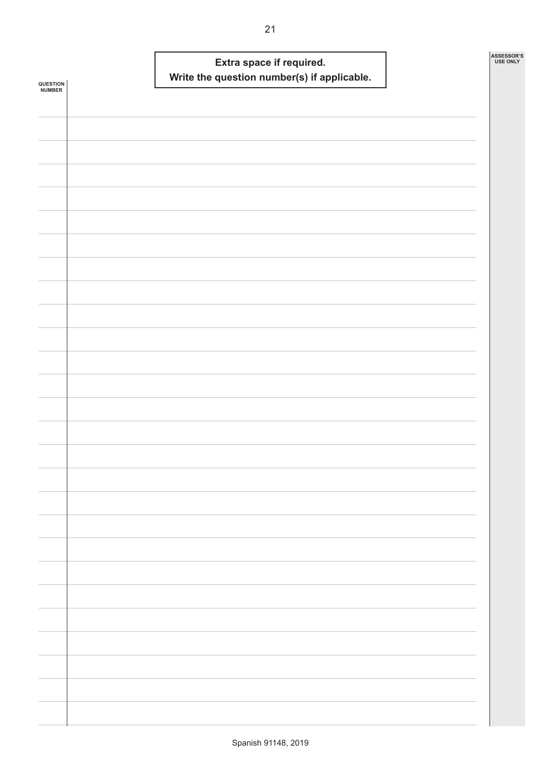**Extra space if required.**
**Write the question number(s) if applicable.**

QUESTION NUMBER

ASSESSOR'S USE ONLY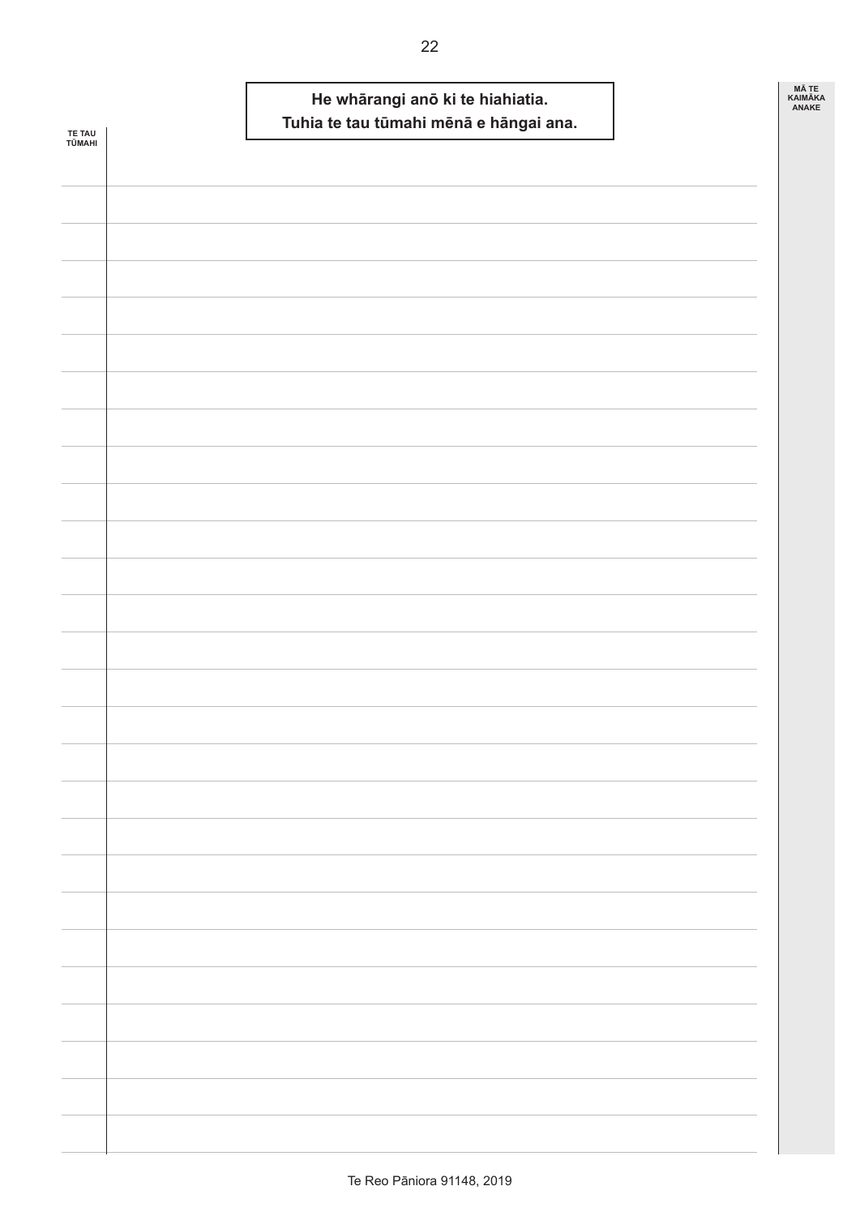**He whārangi anō ki te hiahiatia.**
**Tuhia te tau tūmahi mēnā e hāngai ana.**

TE TAU TŪMAHI

MĀ TE KAIMĀKA ANAKE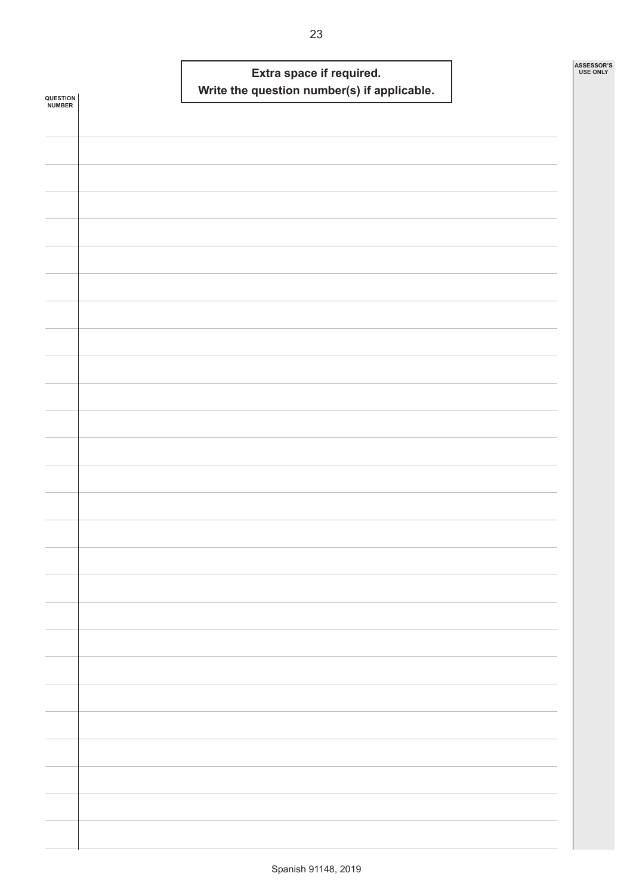**Extra space if required.**
**Write the question number(s) if applicable.**

QUESTION NUMBER

ASSESSOR'S USE ONLY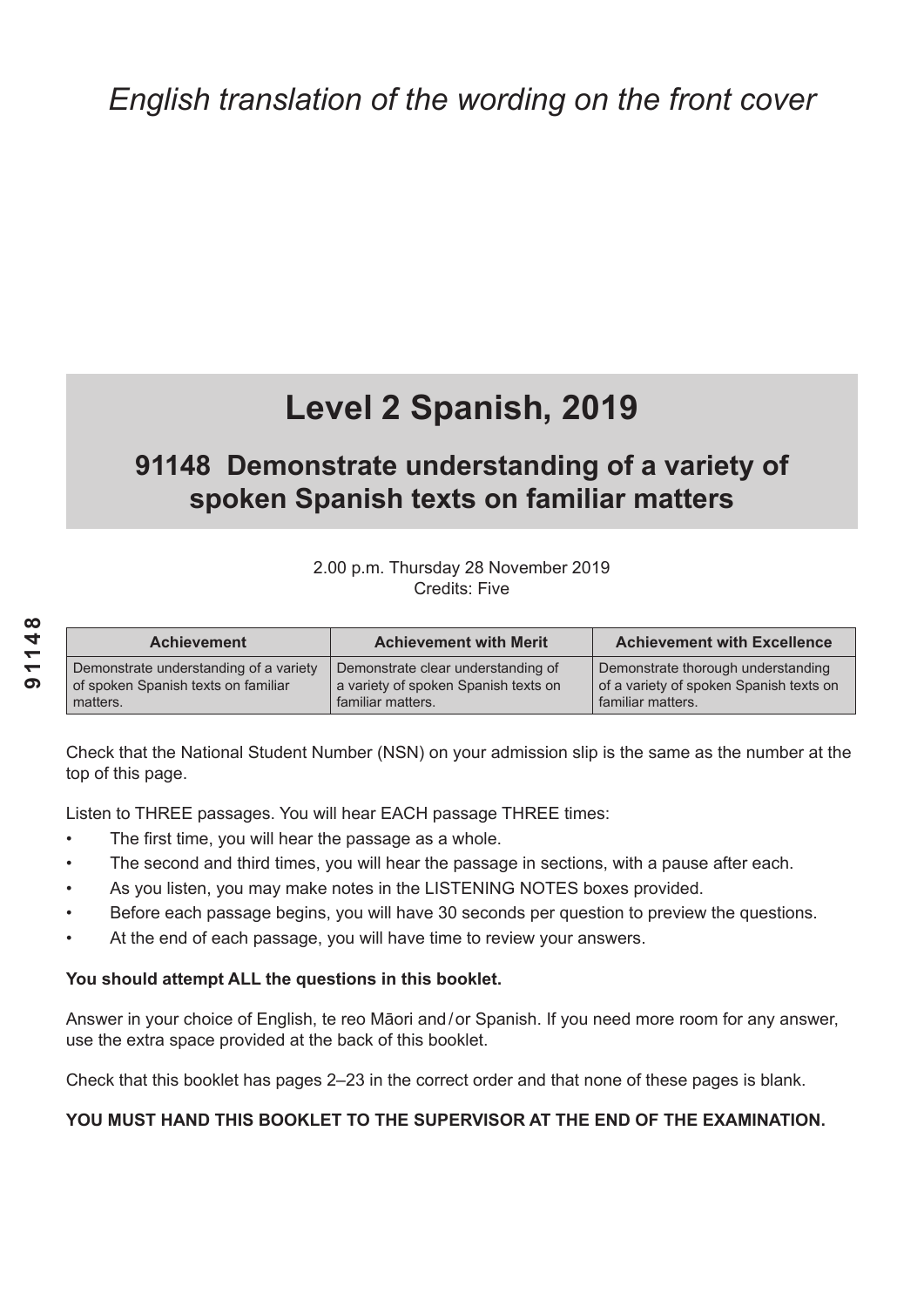*English translation of the wording on the front cover*

# Level 2 Spanish, 2019

## 91148 Demonstrate understanding of a variety of spoken Spanish texts on familiar matters

2.00 p.m. Thursday 28 November 2019
Credits: Five

| Achievement | Achievement with Merit | Achievement with Excellence |
|---|---|---|
| Demonstrate understanding of a variety of spoken Spanish texts on familiar matters. | Demonstrate clear understanding of a variety of spoken Spanish texts on familiar matters. | Demonstrate thorough understanding of a variety of spoken Spanish texts on familiar matters. |

Check that the National Student Number (NSN) on your admission slip is the same as the number at the top of this page.

Listen to THREE passages. You will hear EACH passage THREE times:

- The first time, you will hear the passage as a whole.
- The second and third times, you will hear the passage in sections, with a pause after each.
- As you listen, you may make notes in the LISTENING NOTES boxes provided.
- Before each passage begins, you will have 30 seconds per question to preview the questions.
- At the end of each passage, you will have time to review your answers.

**You should attempt ALL the questions in this booklet.**

Answer in your choice of English, te reo Māori and / or Spanish. If you need more room for any answer, use the extra space provided at the back of this booklet.

Check that this booklet has pages 2–23 in the correct order and that none of these pages is blank.

**YOU MUST HAND THIS BOOKLET TO THE SUPERVISOR AT THE END OF THE EXAMINATION.**